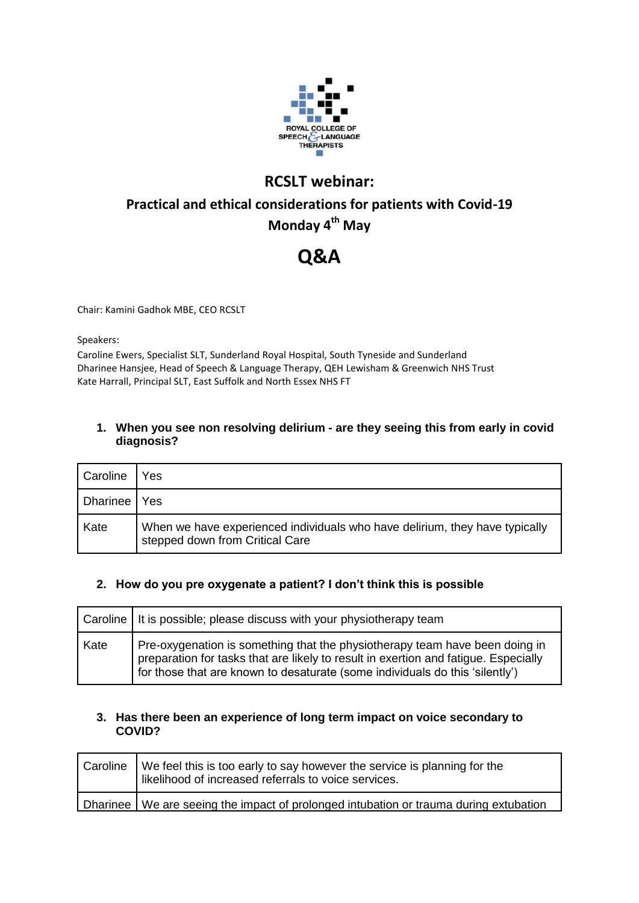ROYAL COLLEGE OF SPEECH & LANGUAGE THERAPISTS

# RCSLT webinar:

## Practical and ethical considerations for patients with Covid-19

## Monday 4th May

# Q&A

Chair: Kamini Gadhok MBE, CEO RCSLT

Speakers:
Caroline Ewers, Specialist SLT, Sunderland Royal Hospital, South Tyneside and Sunderland
Dharinee Hansjee, Head of Speech & Language Therapy, QEH Lewisham & Greenwich NHS Trust
Kate Harrall, Principal SLT, East Suffolk and North Essex NHS FT

1. **When you see non resolving delirium - are they seeing this from early in covid diagnosis?**

| | |
|---|---|
| Caroline | Yes |
| Dharinee | Yes |
| Kate | When we have experienced individuals who have delirium, they have typically stepped down from Critical Care |

2. **How do you pre oxygenate a patient? I don't think this is possible**

| | |
|---|---|
| Caroline | It is possible; please discuss with your physiotherapy team |
| Kate | Pre-oxygenation is something that the physiotherapy team have been doing in preparation for tasks that are likely to result in exertion and fatigue. Especially for those that are known to desaturate (some individuals do this 'silently') |

3. **Has there been an experience of long term impact on voice secondary to COVID?**

| | |
|---|---|
| Caroline | We feel this is too early to say however the service is planning for the likelihood of increased referrals to voice services. |
| Dharinee | We are seeing the impact of prolonged intubation or trauma during extubation |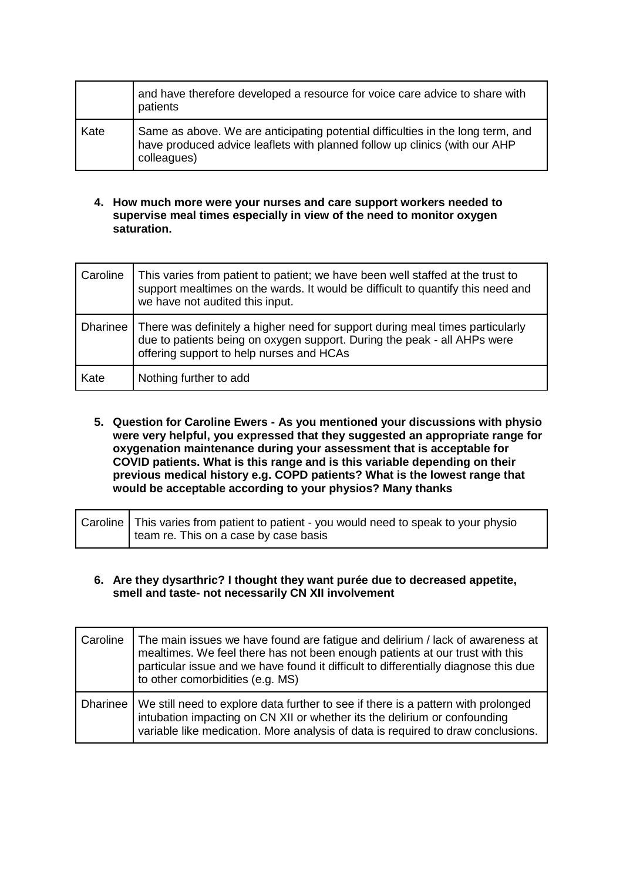| | |
|---|---|
| | and have therefore developed a resource for voice care advice to share with patients |
| Kate | Same as above. We are anticipating potential difficulties in the long term, and have produced advice leaflets with planned follow up clinics (with our AHP colleagues) |

**4. How much more were your nurses and care support workers needed to supervise meal times especially in view of the need to monitor oxygen saturation.**

| | |
|---|---|
| Caroline | This varies from patient to patient; we have been well staffed at the trust to support mealtimes on the wards. It would be difficult to quantify this need and we have not audited this input. |
| Dharinee | There was definitely a higher need for support during meal times particularly due to patients being on oxygen support. During the peak - all AHPs were offering support to help nurses and HCAs |
| Kate | Nothing further to add |

**5. Question for Caroline Ewers - As you mentioned your discussions with physio were very helpful, you expressed that they suggested an appropriate range for oxygenation maintenance during your assessment that is acceptable for COVID patients. What is this range and is this variable depending on their previous medical history e.g. COPD patients? What is the lowest range that would be acceptable according to your physios? Many thanks**

| | |
|---|---|
| Caroline | This varies from patient to patient - you would need to speak to your physio team re. This on a case by case basis |

**6. Are they dysarthric? I thought they want purée due to decreased appetite, smell and taste- not necessarily CN XII involvement**

| | |
|---|---|
| Caroline | The main issues we have found are fatigue and delirium / lack of awareness at mealtimes. We feel there has not been enough patients at our trust with this particular issue and we have found it difficult to differentially diagnose this due to other comorbidities (e.g. MS) |
| Dharinee | We still need to explore data further to see if there is a pattern with prolonged intubation impacting on CN XII or whether its the delirium or confounding variable like medication. More analysis of data is required to draw conclusions. |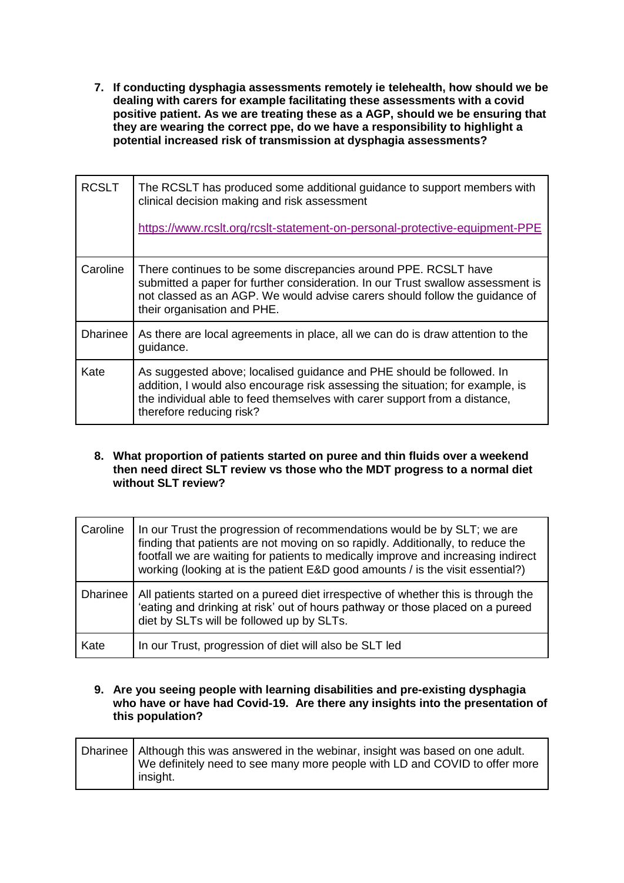7. **If conducting dysphagia assessments remotely ie telehealth, how should we be dealing with carers for example facilitating these assessments with a covid positive patient. As we are treating these as a AGP, should we be ensuring that they are wearing the correct ppe, do we have a responsibility to highlight a potential increased risk of transmission at dysphagia assessments?**

| | |
|---|---|
| RCSLT | The RCSLT has produced some additional guidance to support members with clinical decision making and risk assessment<br><br>https://www.rcslt.org/rcslt-statement-on-personal-protective-equipment-PPE |
| Caroline | There continues to be some discrepancies around PPE. RCSLT have submitted a paper for further consideration. In our Trust swallow assessment is not classed as an AGP. We would advise carers should follow the guidance of their organisation and PHE. |
| Dharinee | As there are local agreements in place, all we can do is draw attention to the guidance. |
| Kate | As suggested above; localised guidance and PHE should be followed. In addition, I would also encourage risk assessing the situation; for example, is the individual able to feed themselves with carer support from a distance, therefore reducing risk? |

8. **What proportion of patients started on puree and thin fluids over a weekend then need direct SLT review vs those who the MDT progress to a normal diet without SLT review?**

| | |
|---|---|
| Caroline | In our Trust the progression of recommendations would be by SLT; we are finding that patients are not moving on so rapidly. Additionally, to reduce the footfall we are waiting for patients to medically improve and increasing indirect working (looking at is the patient E&D good amounts / is the visit essential?) |
| Dharinee | All patients started on a pureed diet irrespective of whether this is through the 'eating and drinking at risk' out of hours pathway or those placed on a pureed diet by SLTs will be followed up by SLTs. |
| Kate | In our Trust, progression of diet will also be SLT led |

9. **Are you seeing people with learning disabilities and pre-existing dysphagia who have or have had Covid-19. Are there any insights into the presentation of this population?**

| | |
|---|---|
| Dharinee | Although this was answered in the webinar, insight was based on one adult. We definitely need to see many more people with LD and COVID to offer more insight. |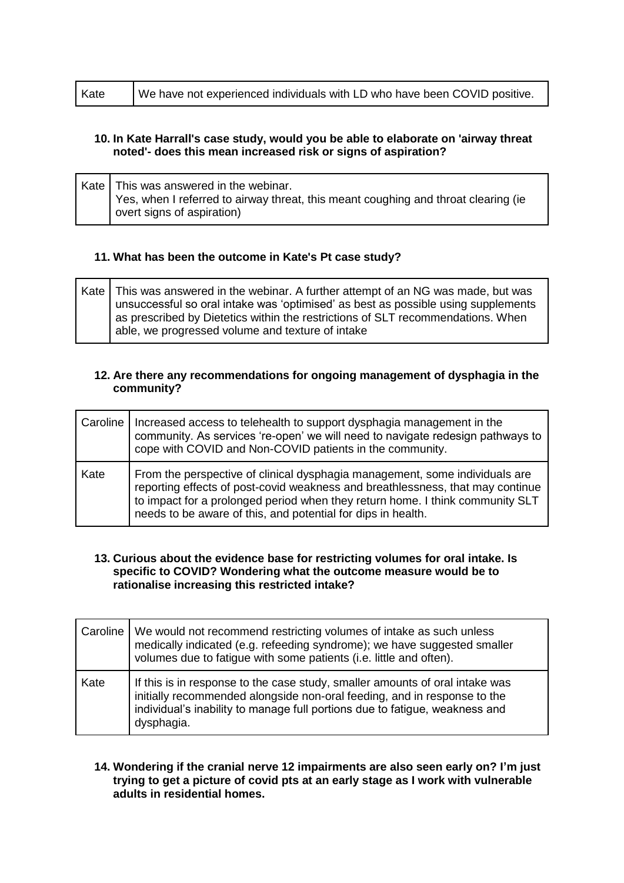| Kate | We have not experienced individuals with LD who have been COVID positive. |
|---|---|

**10. In Kate Harrall's case study, would you be able to elaborate on 'airway threat noted'- does this mean increased risk or signs of aspiration?**

| Kate | This was answered in the webinar. Yes, when I referred to airway threat, this meant coughing and throat clearing (ie overt signs of aspiration) |
|---|---|

**11. What has been the outcome in Kate's Pt case study?**

| Kate | This was answered in the webinar. A further attempt of an NG was made, but was unsuccessful so oral intake was 'optimised' as best as possible using supplements as prescribed by Dietetics within the restrictions of SLT recommendations. When able, we progressed volume and texture of intake |
|---|---|

**12. Are there any recommendations for ongoing management of dysphagia in the community?**

| Caroline | Increased access to telehealth to support dysphagia management in the community. As services 're-open' we will need to navigate redesign pathways to cope with COVID and Non-COVID patients in the community. |
|---|---|
| Kate | From the perspective of clinical dysphagia management, some individuals are reporting effects of post-covid weakness and breathlessness, that may continue to impact for a prolonged period when they return home. I think community SLT needs to be aware of this, and potential for dips in health. |

**13. Curious about the evidence base for restricting volumes for oral intake. Is specific to COVID? Wondering what the outcome measure would be to rationalise increasing this restricted intake?**

| Caroline | We would not recommend restricting volumes of intake as such unless medically indicated (e.g. refeeding syndrome); we have suggested smaller volumes due to fatigue with some patients (i.e. little and often). |
|---|---|
| Kate | If this is in response to the case study, smaller amounts of oral intake was initially recommended alongside non-oral feeding, and in response to the individual's inability to manage full portions due to fatigue, weakness and dysphagia. |

**14. Wondering if the cranial nerve 12 impairments are also seen early on? I'm just trying to get a picture of covid pts at an early stage as I work with vulnerable adults in residential homes.**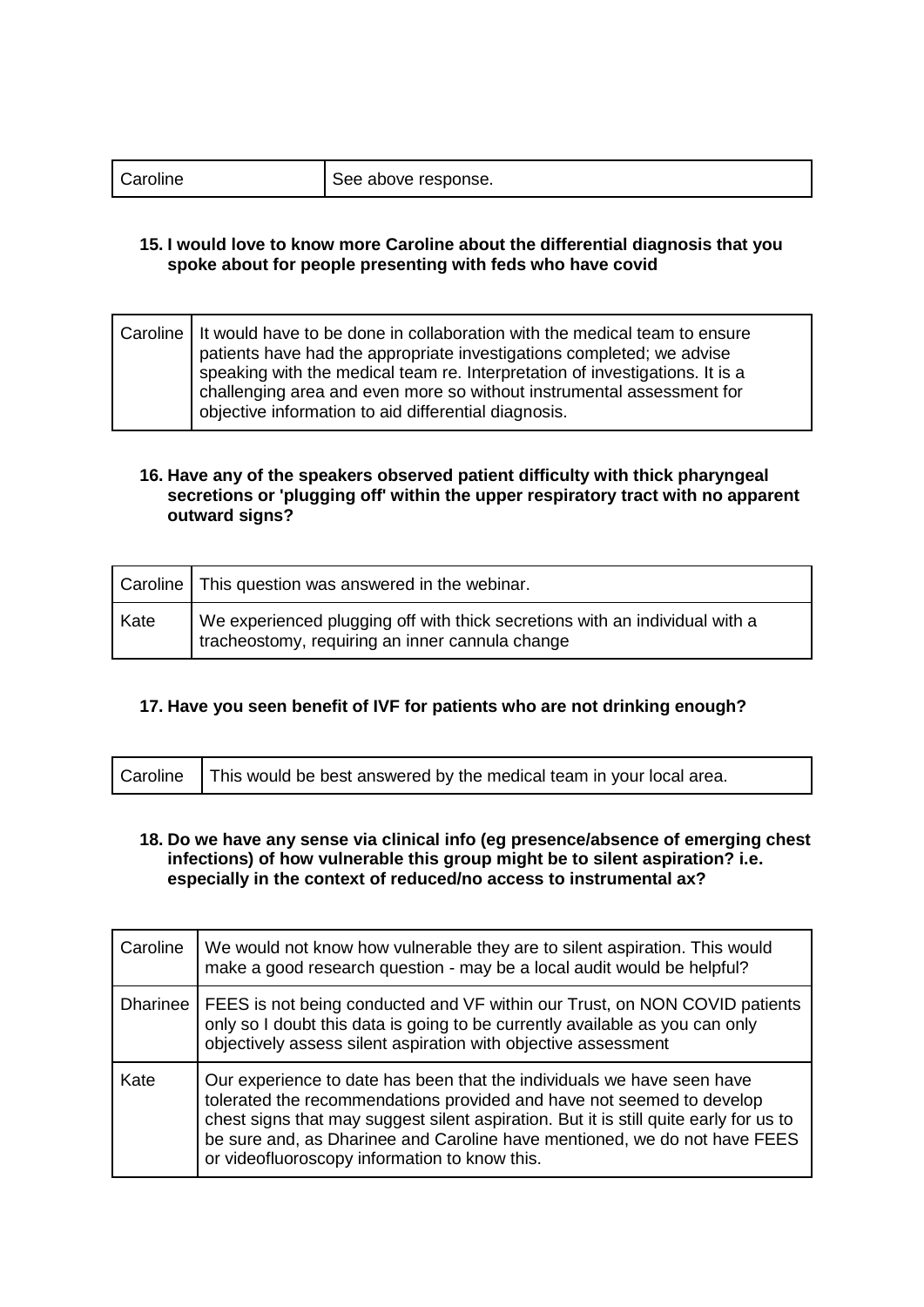| Caroline | See above response. |
|---|---|

**15. I would love to know more Caroline about the differential diagnosis that you spoke about for people presenting with feds who have covid**

| Caroline | It would have to be done in collaboration with the medical team to ensure patients have had the appropriate investigations completed; we advise speaking with the medical team re. Interpretation of investigations. It is a challenging area and even more so without instrumental assessment for objective information to aid differential diagnosis. |
|---|---|

**16. Have any of the speakers observed patient difficulty with thick pharyngeal secretions or 'plugging off' within the upper respiratory tract with no apparent outward signs?**

| Caroline | This question was answered in the webinar. |
|---|---|
| Kate | We experienced plugging off with thick secretions with an individual with a tracheostomy, requiring an inner cannula change |

**17. Have you seen benefit of IVF for patients who are not drinking enough?**

| Caroline | This would be best answered by the medical team in your local area. |
|---|---|

**18. Do we have any sense via clinical info (eg presence/absence of emerging chest infections) of how vulnerable this group might be to silent aspiration? i.e. especially in the context of reduced/no access to instrumental ax?**

| Caroline | We would not know how vulnerable they are to silent aspiration. This would make a good research question - may be a local audit would be helpful? |
|---|---|
| Dharinee | FEES is not being conducted and VF within our Trust, on NON COVID patients only so I doubt this data is going to be currently available as you can only objectively assess silent aspiration with objective assessment |
| Kate | Our experience to date has been that the individuals we have seen have tolerated the recommendations provided and have not seemed to develop chest signs that may suggest silent aspiration. But it is still quite early for us to be sure and, as Dharinee and Caroline have mentioned, we do not have FEES or videofluoroscopy information to know this. |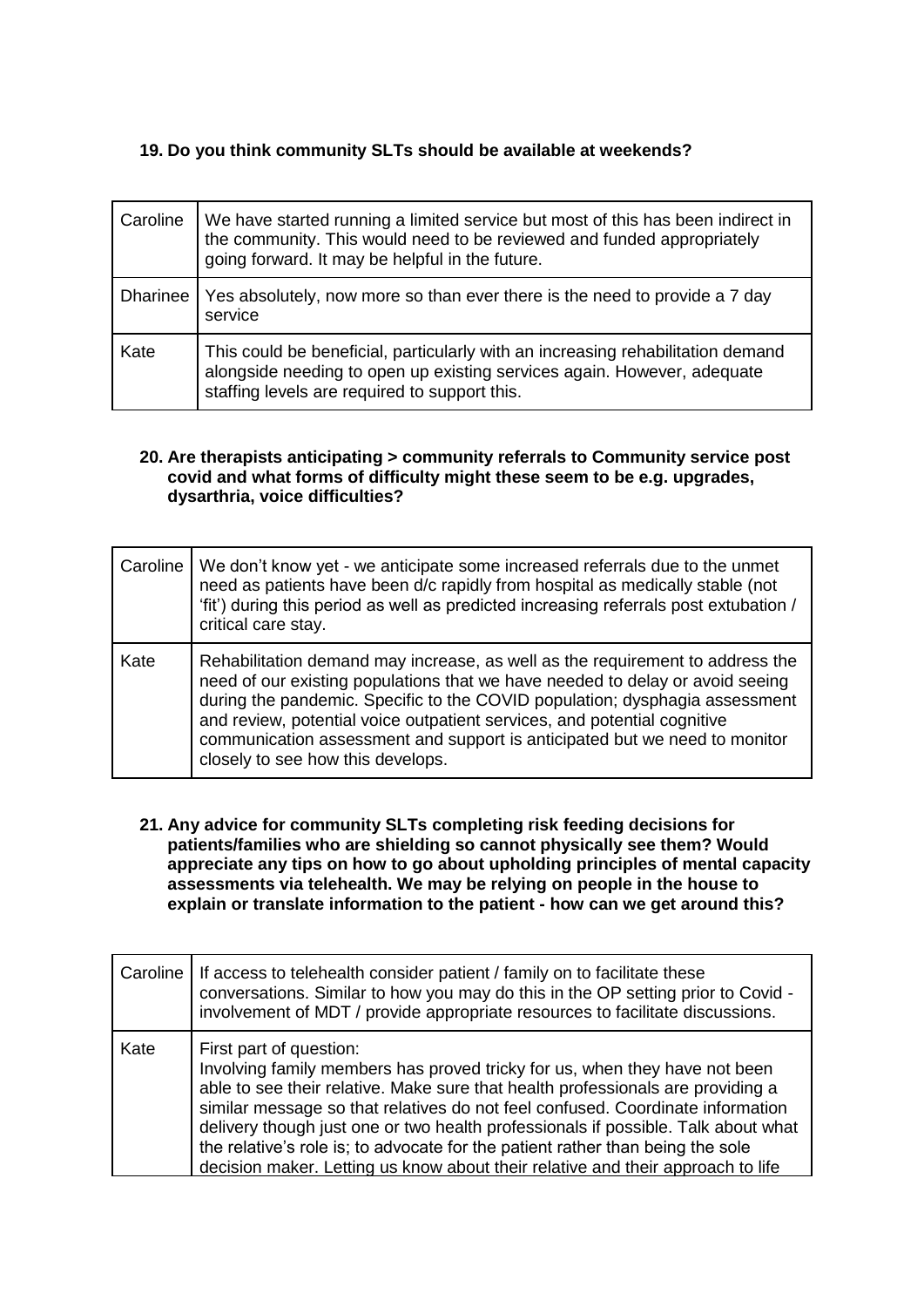**19. Do you think community SLTs should be available at weekends?**

| | |
|---|---|
| Caroline | We have started running a limited service but most of this has been indirect in the community. This would need to be reviewed and funded appropriately going forward. It may be helpful in the future. |
| Dharinee | Yes absolutely, now more so than ever there is the need to provide a 7 day service |
| Kate | This could be beneficial, particularly with an increasing rehabilitation demand alongside needing to open up existing services again. However, adequate staffing levels are required to support this. |

**20. Are therapists anticipating > community referrals to Community service post covid and what forms of difficulty might these seem to be e.g. upgrades, dysarthria, voice difficulties?**

| | |
|---|---|
| Caroline | We don't know yet - we anticipate some increased referrals due to the unmet need as patients have been d/c rapidly from hospital as medically stable (not 'fit') during this period as well as predicted increasing referrals post extubation / critical care stay. |
| Kate | Rehabilitation demand may increase, as well as the requirement to address the need of our existing populations that we have needed to delay or avoid seeing during the pandemic. Specific to the COVID population; dysphagia assessment and review, potential voice outpatient services, and potential cognitive communication assessment and support is anticipated but we need to monitor closely to see how this develops. |

**21. Any advice for community SLTs completing risk feeding decisions for patients/families who are shielding so cannot physically see them? Would appreciate any tips on how to go about upholding principles of mental capacity assessments via telehealth. We may be relying on people in the house to explain or translate information to the patient - how can we get around this?**

| | |
|---|---|
| Caroline | If access to telehealth consider patient / family on to facilitate these conversations. Similar to how you may do this in the OP setting prior to Covid - involvement of MDT / provide appropriate resources to facilitate discussions. |
| Kate | First part of question:<br>Involving family members has proved tricky for us, when they have not been able to see their relative. Make sure that health professionals are providing a similar message so that relatives do not feel confused. Coordinate information delivery though just one or two health professionals if possible. Talk about what the relative's role is; to advocate for the patient rather than being the sole decision maker. Letting us know about their relative and their approach to life |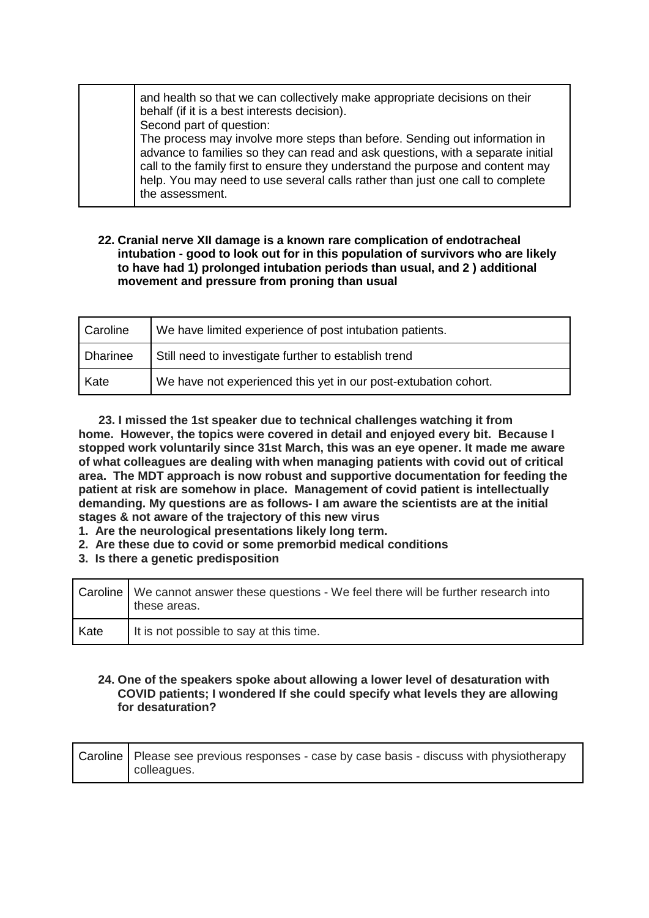| | |
|---|---|
| | and health so that we can collectively make appropriate decisions on their behalf (if it is a best interests decision).<br>Second part of question:<br>The process may involve more steps than before. Sending out information in advance to families so they can read and ask questions, with a separate initial call to the family first to ensure they understand the purpose and content may help. You may need to use several calls rather than just one call to complete the assessment. |

**22. Cranial nerve XII damage is a known rare complication of endotracheal intubation - good to look out for in this population of survivors who are likely to have had 1) prolonged intubation periods than usual, and 2 ) additional movement and pressure from proning than usual**

| | |
|---|---|
| Caroline | We have limited experience of post intubation patients. |
| Dharinee | Still need to investigate further to establish trend |
| Kate | We have not experienced this yet in our post-extubation cohort. |

**23. I missed the 1st speaker due to technical challenges watching it from home. However, the topics were covered in detail and enjoyed every bit. Because I stopped work voluntarily since 31st March, this was an eye opener. It made me aware of what colleagues are dealing with when managing patients with covid out of critical area. The MDT approach is now robust and supportive documentation for feeding the patient at risk are somehow in place. Management of covid patient is intellectually demanding. My questions are as follows- I am aware the scientists are at the initial stages & not aware of the trajectory of this new virus**

1. **Are the neurological presentations likely long term.**
2. **Are these due to covid or some premorbid medical conditions**
3. **Is there a genetic predisposition**

| | |
|---|---|
| Caroline | We cannot answer these questions - We feel there will be further research into these areas. |
| Kate | It is not possible to say at this time. |

**24. One of the speakers spoke about allowing a lower level of desaturation with COVID patients; I wondered If she could specify what levels they are allowing for desaturation?**

| | |
|---|---|
| Caroline | Please see previous responses - case by case basis - discuss with physiotherapy colleagues. |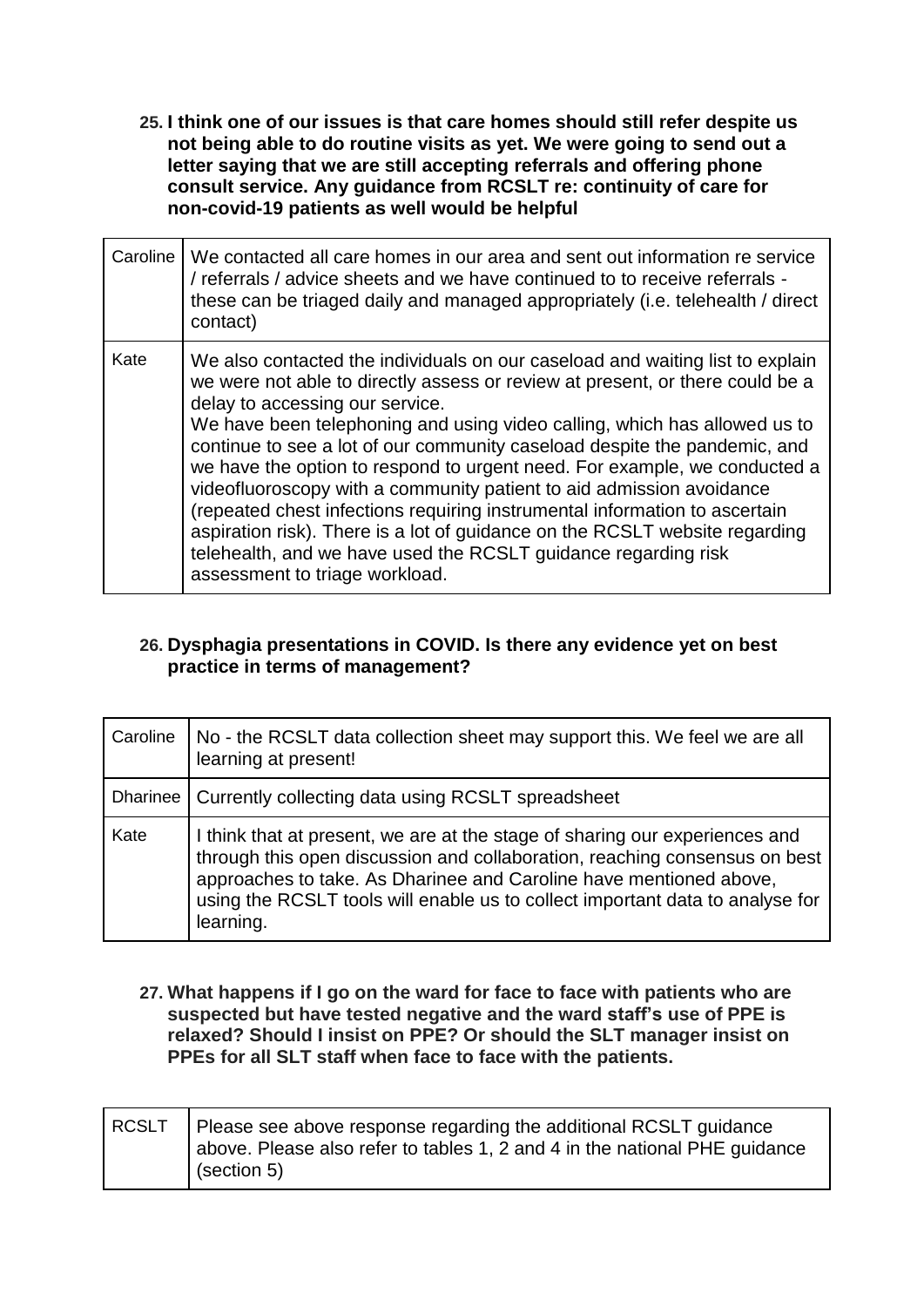**25. I think one of our issues is that care homes should still refer despite us not being able to do routine visits as yet. We were going to send out a letter saying that we are still accepting referrals and offering phone consult service. Any guidance from RCSLT re: continuity of care for non-covid-19 patients as well would be helpful**

| | |
|---|---|
| Caroline | We contacted all care homes in our area and sent out information re service / referrals / advice sheets and we have continued to to receive referrals - these can be triaged daily and managed appropriately (i.e. telehealth / direct contact) |
| Kate | We also contacted the individuals on our caseload and waiting list to explain we were not able to directly assess or review at present, or there could be a delay to accessing our service.<br>We have been telephoning and using video calling, which has allowed us to continue to see a lot of our community caseload despite the pandemic, and we have the option to respond to urgent need. For example, we conducted a videofluoroscopy with a community patient to aid admission avoidance (repeated chest infections requiring instrumental information to ascertain aspiration risk). There is a lot of guidance on the RCSLT website regarding telehealth, and we have used the RCSLT guidance regarding risk assessment to triage workload. |

**26. Dysphagia presentations in COVID. Is there any evidence yet on best practice in terms of management?**

| | |
|---|---|
| Caroline | No - the RCSLT data collection sheet may support this. We feel we are all learning at present! |
| Dharinee | Currently collecting data using RCSLT spreadsheet |
| Kate | I think that at present, we are at the stage of sharing our experiences and through this open discussion and collaboration, reaching consensus on best approaches to take. As Dharinee and Caroline have mentioned above, using the RCSLT tools will enable us to collect important data to analyse for learning. |

**27. What happens if I go on the ward for face to face with patients who are suspected but have tested negative and the ward staff's use of PPE is relaxed? Should I insist on PPE? Or should the SLT manager insist on PPEs for all SLT staff when face to face with the patients.**

| | |
|---|---|
| RCSLT | Please see above response regarding the additional RCSLT guidance above. Please also refer to tables 1, 2 and 4 in the national PHE guidance (section 5) |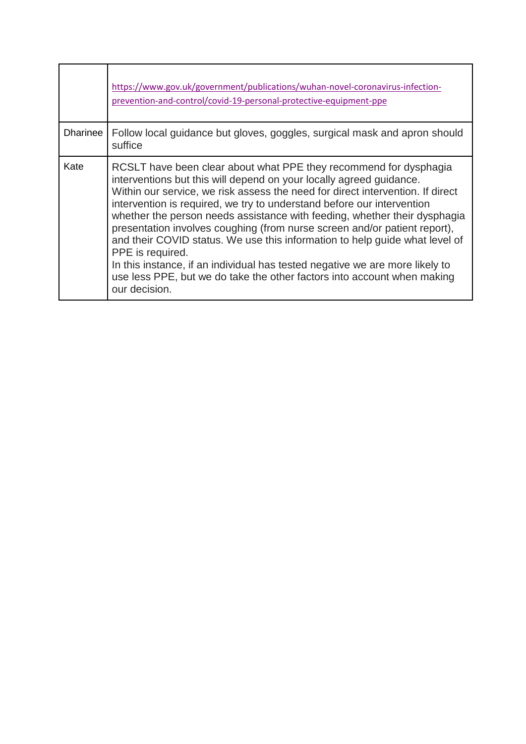| | |
|---|---|
| | https://www.gov.uk/government/publications/wuhan-novel-coronavirus-infection-prevention-and-control/covid-19-personal-protective-equipment-ppe |
| Dharinee | Follow local guidance but gloves, goggles, surgical mask and apron should suffice |
| Kate | RCSLT have been clear about what PPE they recommend for dysphagia interventions but this will depend on your locally agreed guidance.<br>Within our service, we risk assess the need for direct intervention. If direct intervention is required, we try to understand before our intervention whether the person needs assistance with feeding, whether their dysphagia presentation involves coughing (from nurse screen and/or patient report), and their COVID status. We use this information to help guide what level of PPE is required.<br>In this instance, if an individual has tested negative we are more likely to use less PPE, but we do take the other factors into account when making our decision. |